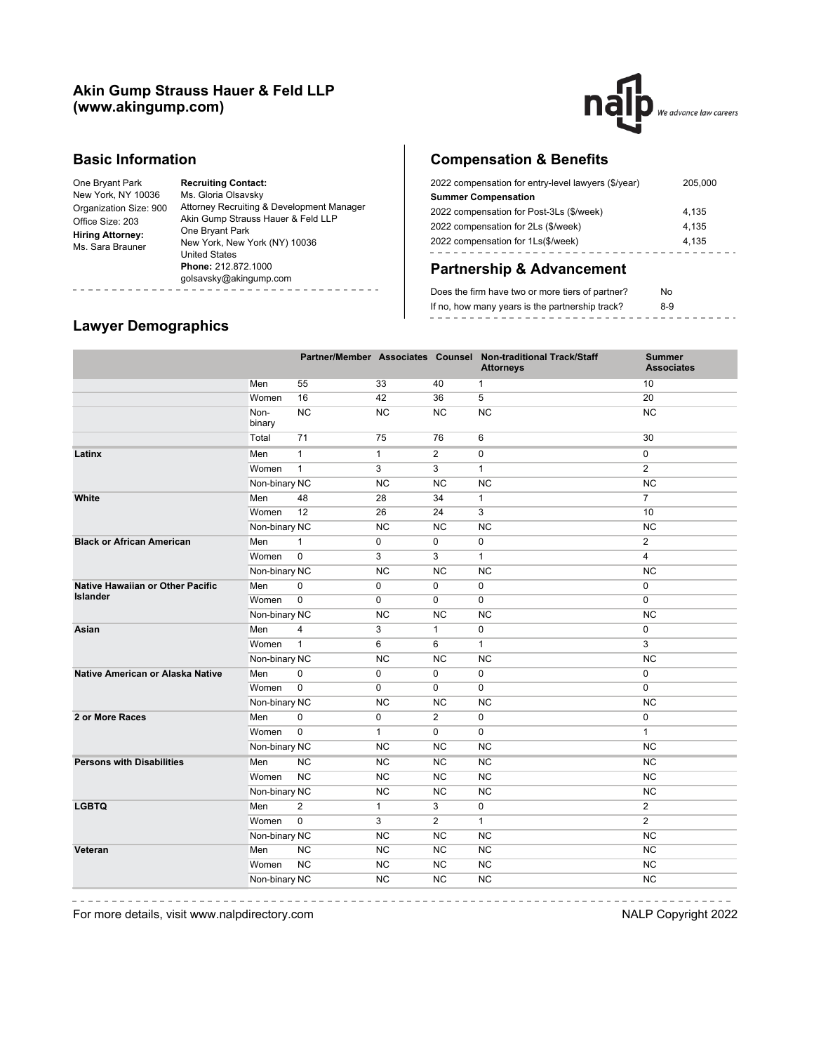# Akin Gump Strauss Hauer & Feld LLP (www.akingump.com)

## Basic Information

One Bryant Park
New York, NY 10036
Organization Size: 900
Office Size: 203
**Hiring Attorney:**
Ms. Sara Brauner

**Recruiting Contact:**
Ms. Gloria Olsavsky
Attorney Recruiting & Development Manager
Akin Gump Strauss Hauer & Feld LLP
One Bryant Park
New York, New York (NY) 10036
United States
**Phone:** 212.872.1000
golsavsky@akingump.com

## Compensation & Benefits

| | |
|---|---|
| 2022 compensation for entry-level lawyers ($/year) | 205,000 |
| **Summer Compensation** | |
| 2022 compensation for Post-3Ls ($/week) | 4,135 |
| 2022 compensation for 2Ls ($/week) | 4,135 |
| 2022 compensation for 1Ls($/week) | 4,135 |

## Partnership & Advancement

| | |
|---|---|
| Does the firm have two or more tiers of partner? | No |
| If no, how many years is the partnership track? | 8-9 |

## Lawyer Demographics

| | | Partner/Member | Associates | Counsel | Non-traditional Track/Staff Attorneys | Summer Associates |
|---|---|---|---|---|---|---|
| | Men | 55 | 33 | 40 | 1 | 10 |
| | Women | 16 | 42 | 36 | 5 | 20 |
| | Non-binary | NC | NC | NC | NC | NC |
| | Total | 71 | 75 | 76 | 6 | 30 |
| **Latinx** | Men | 1 | 1 | 2 | 0 | 0 |
| | Women | 1 | 3 | 3 | 1 | 2 |
| | Non-binary | NC | NC | NC | NC | NC |
| **White** | Men | 48 | 28 | 34 | 1 | 7 |
| | Women | 12 | 26 | 24 | 3 | 10 |
| | Non-binary | NC | NC | NC | NC | NC |
| **Black or African American** | Men | 1 | 0 | 0 | 0 | 2 |
| | Women | 0 | 3 | 3 | 1 | 4 |
| | Non-binary | NC | NC | NC | NC | NC |
| **Native Hawaiian or Other Pacific Islander** | Men | 0 | 0 | 0 | 0 | 0 |
| | Women | 0 | 0 | 0 | 0 | 0 |
| | Non-binary | NC | NC | NC | NC | NC |
| **Asian** | Men | 4 | 3 | 1 | 0 | 0 |
| | Women | 1 | 6 | 6 | 1 | 3 |
| | Non-binary | NC | NC | NC | NC | NC |
| **Native American or Alaska Native** | Men | 0 | 0 | 0 | 0 | 0 |
| | Women | 0 | 0 | 0 | 0 | 0 |
| | Non-binary | NC | NC | NC | NC | NC |
| **2 or More Races** | Men | 0 | 0 | 2 | 0 | 0 |
| | Women | 0 | 1 | 0 | 0 | 1 |
| | Non-binary | NC | NC | NC | NC | NC |
| **Persons with Disabilities** | Men | NC | NC | NC | NC | NC |
| | Women | NC | NC | NC | NC | NC |
| | Non-binary | NC | NC | NC | NC | NC |
| **LGBTQ** | Men | 2 | 1 | 3 | 0 | 2 |
| | Women | 0 | 3 | 2 | 1 | 2 |
| | Non-binary | NC | NC | NC | NC | NC |
| **Veteran** | Men | NC | NC | NC | NC | NC |
| | Women | NC | NC | NC | NC | NC |
| | Non-binary | NC | NC | NC | NC | NC |

For more details, visit www.nalpdirectory.com

NALP Copyright 2022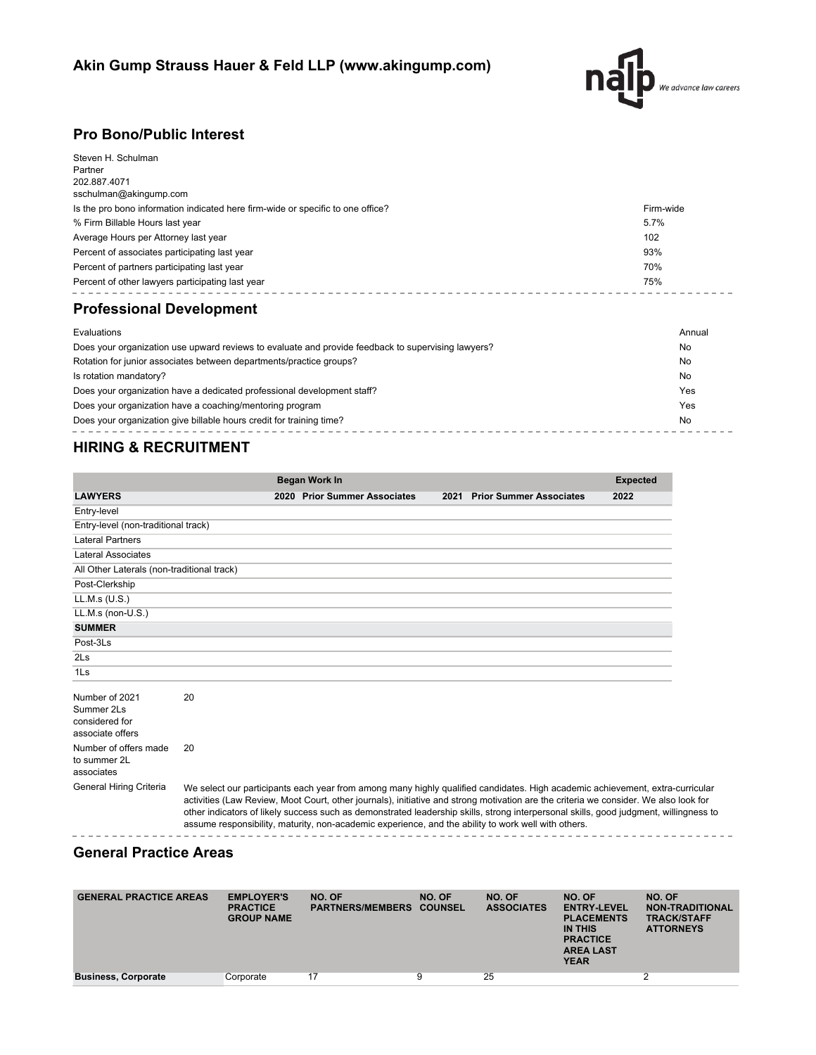## Akin Gump Strauss Hauer & Feld LLP (www.akingump.com)

## Pro Bono/Public Interest

Steven H. Schulman
Partner
202.887.4071
sschulman@akingump.com

| | |
|---|---|
| Is the pro bono information indicated here firm-wide or specific to one office? | Firm-wide |
| % Firm Billable Hours last year | 5.7% |
| Average Hours per Attorney last year | 102 |
| Percent of associates participating last year | 93% |
| Percent of partners participating last year | 70% |
| Percent of other lawyers participating last year | 75% |

## Professional Development

| | |
|---|---|
| Evaluations | Annual |
| Does your organization use upward reviews to evaluate and provide feedback to supervising lawyers? | No |
| Rotation for junior associates between departments/practice groups? | No |
| Is rotation mandatory? | No |
| Does your organization have a dedicated professional development staff? | Yes |
| Does your organization have a coaching/mentoring program | Yes |
| Does your organization give billable hours credit for training time? | No |

## HIRING & RECRUITMENT

| | Began Work In | | | | Expected |
|---|---|---|---|---|---|
| **LAWYERS** | **2020** | **Prior Summer Associates** | **2021** | **Prior Summer Associates** | **2022** |
| Entry-level | | | | | |
| Entry-level (non-traditional track) | | | | | |
| Lateral Partners | | | | | |
| Lateral Associates | | | | | |
| All Other Laterals (non-traditional track) | | | | | |
| Post-Clerkship | | | | | |
| LL.M.s (U.S.) | | | | | |
| LL.M.s (non-U.S.) | | | | | |
| **SUMMER** | | | | | |
| Post-3Ls | | | | | |
| 2Ls | | | | | |
| 1Ls | | | | | |

| | |
|---|---|
| Number of 2021 Summer 2Ls considered for associate offers | 20 |
| Number of offers made to summer 2L associates | 20 |
| General Hiring Criteria | We select our participants each year from among many highly qualified candidates. High academic achievement, extra-curricular activities (Law Review, Moot Court, other journals), initiative and strong motivation are the criteria we consider. We also look for other indicators of likely success such as demonstrated leadership skills, strong interpersonal skills, good judgment, willingness to assume responsibility, maturity, non-academic experience, and the ability to work well with others. |

## General Practice Areas

| GENERAL PRACTICE AREAS | EMPLOYER'S PRACTICE GROUP NAME | NO. OF PARTNERS/MEMBERS | NO. OF COUNSEL | NO. OF ASSOCIATES | NO. OF ENTRY-LEVEL PLACEMENTS IN THIS PRACTICE AREA LAST YEAR | NO. OF NON-TRADITIONAL TRACK/STAFF ATTORNEYS |
|---|---|---|---|---|---|---|
| **Business, Corporate** | Corporate | 17 | 9 | 25 | | 2 |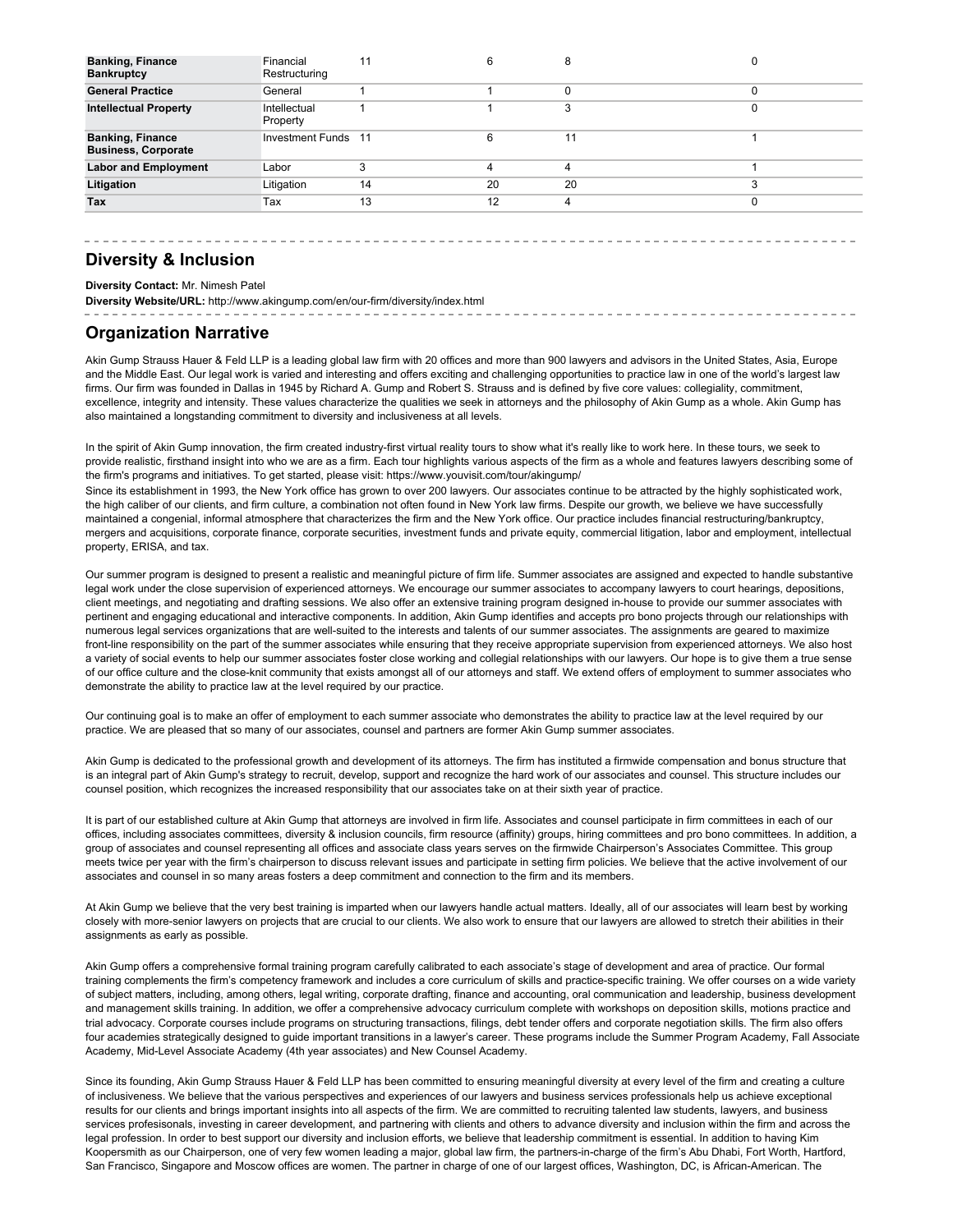| | | | | | |
|---|---|---|---|---|---|
| **Banking, Finance Bankruptcy** | Financial Restructuring | 11 | 6 | 8 | 0 |
| **General Practice** | General | 1 | 1 | 0 | 0 |
| **Intellectual Property** | Intellectual Property | 1 | 1 | 3 | 0 |
| **Banking, Finance Business, Corporate** | Investment Funds | 11 | 6 | 11 | 1 |
| **Labor and Employment** | Labor | 3 | 4 | 4 | 1 |
| **Litigation** | Litigation | 14 | 20 | 20 | 3 |
| **Tax** | Tax | 13 | 12 | 4 | 0 |

## Diversity & Inclusion

**Diversity Contact:** Mr. Nimesh Patel

**Diversity Website/URL:** http://www.akingump.com/en/our-firm/diversity/index.html

## Organization Narrative

Akin Gump Strauss Hauer & Feld LLP is a leading global law firm with 20 offices and more than 900 lawyers and advisors in the United States, Asia, Europe and the Middle East. Our legal work is varied and interesting and offers exciting and challenging opportunities to practice law in one of the world's largest law firms. Our firm was founded in Dallas in 1945 by Richard A. Gump and Robert S. Strauss and is defined by five core values: collegiality, commitment, excellence, integrity and intensity. These values characterize the qualities we seek in attorneys and the philosophy of Akin Gump as a whole. Akin Gump has also maintained a longstanding commitment to diversity and inclusiveness at all levels.

In the spirit of Akin Gump innovation, the firm created industry-first virtual reality tours to show what it's really like to work here. In these tours, we seek to provide realistic, firsthand insight into who we are as a firm. Each tour highlights various aspects of the firm as a whole and features lawyers describing some of the firm's programs and initiatives. To get started, please visit: https://www.youvisit.com/tour/akingump/
Since its establishment in 1993, the New York office has grown to over 200 lawyers. Our associates continue to be attracted by the highly sophisticated work, the high caliber of our clients, and firm culture, a combination not often found in New York law firms. Despite our growth, we believe we have successfully maintained a congenial, informal atmosphere that characterizes the firm and the New York office. Our practice includes financial restructuring/bankruptcy, mergers and acquisitions, corporate finance, corporate securities, investment funds and private equity, commercial litigation, labor and employment, intellectual property, ERISA, and tax.

Our summer program is designed to present a realistic and meaningful picture of firm life. Summer associates are assigned and expected to handle substantive legal work under the close supervision of experienced attorneys. We encourage our summer associates to accompany lawyers to court hearings, depositions, client meetings, and negotiating and drafting sessions. We also offer an extensive training program designed in-house to provide our summer associates with pertinent and engaging educational and interactive components. In addition, Akin Gump identifies and accepts pro bono projects through our relationships with numerous legal services organizations that are well-suited to the interests and talents of our summer associates. The assignments are geared to maximize front-line responsibility on the part of the summer associates while ensuring that they receive appropriate supervision from experienced attorneys. We also host a variety of social events to help our summer associates foster close working and collegial relationships with our lawyers. Our hope is to give them a true sense of our office culture and the close-knit community that exists amongst all of our attorneys and staff. We extend offers of employment to summer associates who demonstrate the ability to practice law at the level required by our practice.

Our continuing goal is to make an offer of employment to each summer associate who demonstrates the ability to practice law at the level required by our practice. We are pleased that so many of our associates, counsel and partners are former Akin Gump summer associates.

Akin Gump is dedicated to the professional growth and development of its attorneys. The firm has instituted a firmwide compensation and bonus structure that is an integral part of Akin Gump's strategy to recruit, develop, support and recognize the hard work of our associates and counsel. This structure includes our counsel position, which recognizes the increased responsibility that our associates take on at their sixth year of practice.

It is part of our established culture at Akin Gump that attorneys are involved in firm life. Associates and counsel participate in firm committees in each of our offices, including associates committees, diversity & inclusion councils, firm resource (affinity) groups, hiring committees and pro bono committees. In addition, a group of associates and counsel representing all offices and associate class years serves on the firmwide Chairperson's Associates Committee. This group meets twice per year with the firm's chairperson to discuss relevant issues and participate in setting firm policies. We believe that the active involvement of our associates and counsel in so many areas fosters a deep commitment and connection to the firm and its members.

At Akin Gump we believe that the very best training is imparted when our lawyers handle actual matters. Ideally, all of our associates will learn best by working closely with more-senior lawyers on projects that are crucial to our clients. We also work to ensure that our lawyers are allowed to stretch their abilities in their assignments as early as possible.

Akin Gump offers a comprehensive formal training program carefully calibrated to each associate's stage of development and area of practice. Our formal training complements the firm's competency framework and includes a core curriculum of skills and practice-specific training. We offer courses on a wide variety of subject matters, including, among others, legal writing, corporate drafting, finance and accounting, oral communication and leadership, business development and management skills training. In addition, we offer a comprehensive advocacy curriculum complete with workshops on deposition skills, motions practice and trial advocacy. Corporate courses include programs on structuring transactions, filings, debt tender offers and corporate negotiation skills. The firm also offers four academies strategically designed to guide important transitions in a lawyer's career. These programs include the Summer Program Academy, Fall Associate Academy, Mid-Level Associate Academy (4th year associates) and New Counsel Academy.

Since its founding, Akin Gump Strauss Hauer & Feld LLP has been committed to ensuring meaningful diversity at every level of the firm and creating a culture of inclusiveness. We believe that the various perspectives and experiences of our lawyers and business services professionals help us achieve exceptional results for our clients and brings important insights into all aspects of the firm. We are committed to recruiting talented law students, lawyers, and business services profesisonals, investing in career development, and partnering with clients and others to advance diversity and inclusion within the firm and across the legal profession. In order to best support our diversity and inclusion efforts, we believe that leadership commitment is essential. In addition to having Kim Koopersmith as our Chairperson, one of very few women leading a major, global law firm, the partners-in-charge of the firm's Abu Dhabi, Fort Worth, Hartford, San Francisco, Singapore and Moscow offices are women. The partner in charge of one of our largest offices, Washington, DC, is African-American. The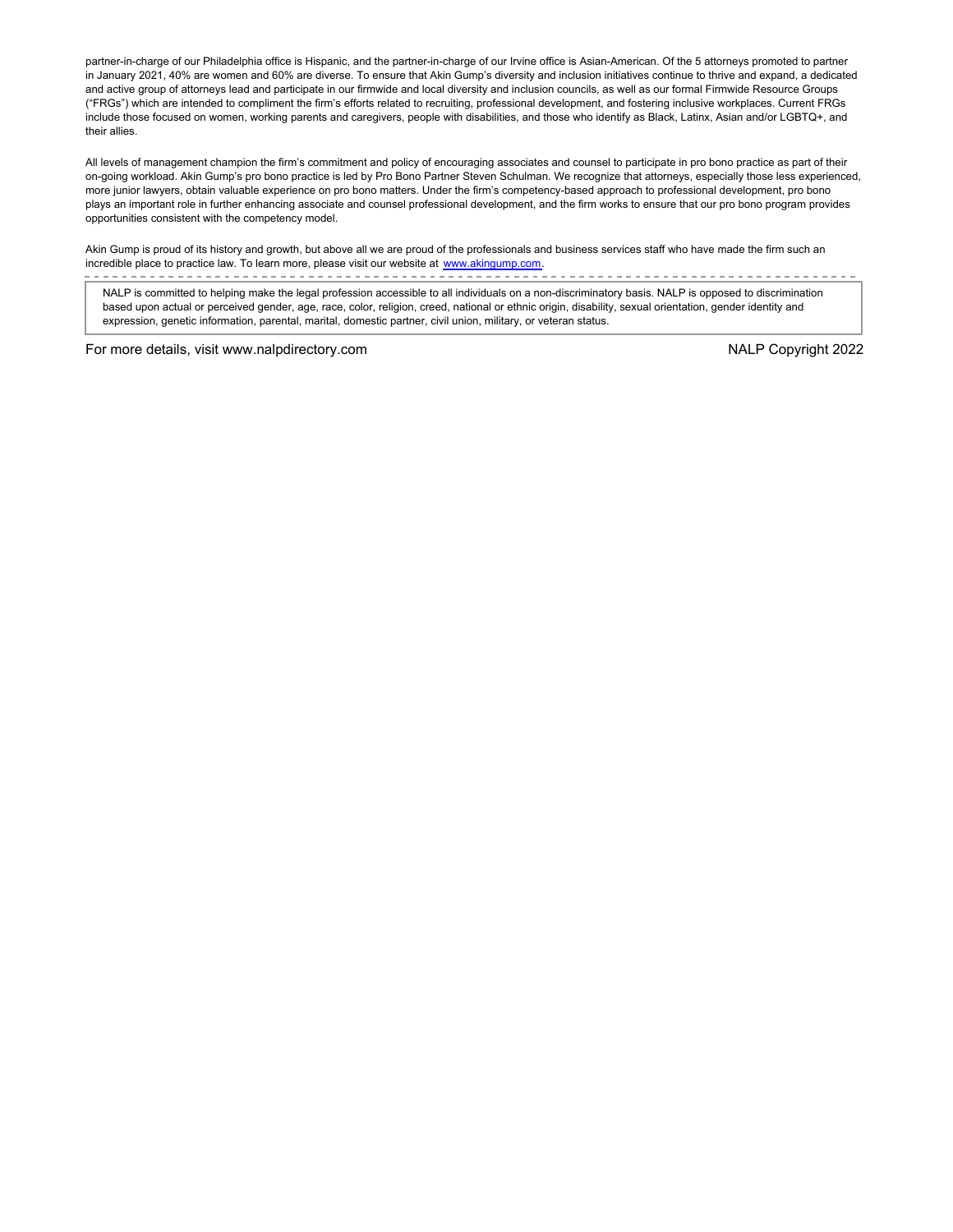partner-in-charge of our Philadelphia office is Hispanic, and the partner-in-charge of our Irvine office is Asian-American. Of the 5 attorneys promoted to partner in January 2021, 40% are women and 60% are diverse. To ensure that Akin Gump's diversity and inclusion initiatives continue to thrive and expand, a dedicated and active group of attorneys lead and participate in our firmwide and local diversity and inclusion councils, as well as our formal Firmwide Resource Groups ("FRGs") which are intended to compliment the firm's efforts related to recruiting, professional development, and fostering inclusive workplaces. Current FRGs include those focused on women, working parents and caregivers, people with disabilities, and those who identify as Black, Latinx, Asian and/or LGBTQ+, and their allies.

All levels of management champion the firm's commitment and policy of encouraging associates and counsel to participate in pro bono practice as part of their on-going workload. Akin Gump's pro bono practice is led by Pro Bono Partner Steven Schulman. We recognize that attorneys, especially those less experienced, more junior lawyers, obtain valuable experience on pro bono matters. Under the firm's competency-based approach to professional development, pro bono plays an important role in further enhancing associate and counsel professional development, and the firm works to ensure that our pro bono program provides opportunities consistent with the competency model.

Akin Gump is proud of its history and growth, but above all we are proud of the professionals and business services staff who have made the firm such an incredible place to practice law. To learn more, please visit our website at www.akingump.com.

NALP is committed to helping make the legal profession accessible to all individuals on a non-discriminatory basis. NALP is opposed to discrimination based upon actual or perceived gender, age, race, color, religion, creed, national or ethnic origin, disability, sexual orientation, gender identity and expression, genetic information, parental, marital, domestic partner, civil union, military, or veteran status.

For more details, visit www.nalpdirectory.com

NALP Copyright 2022